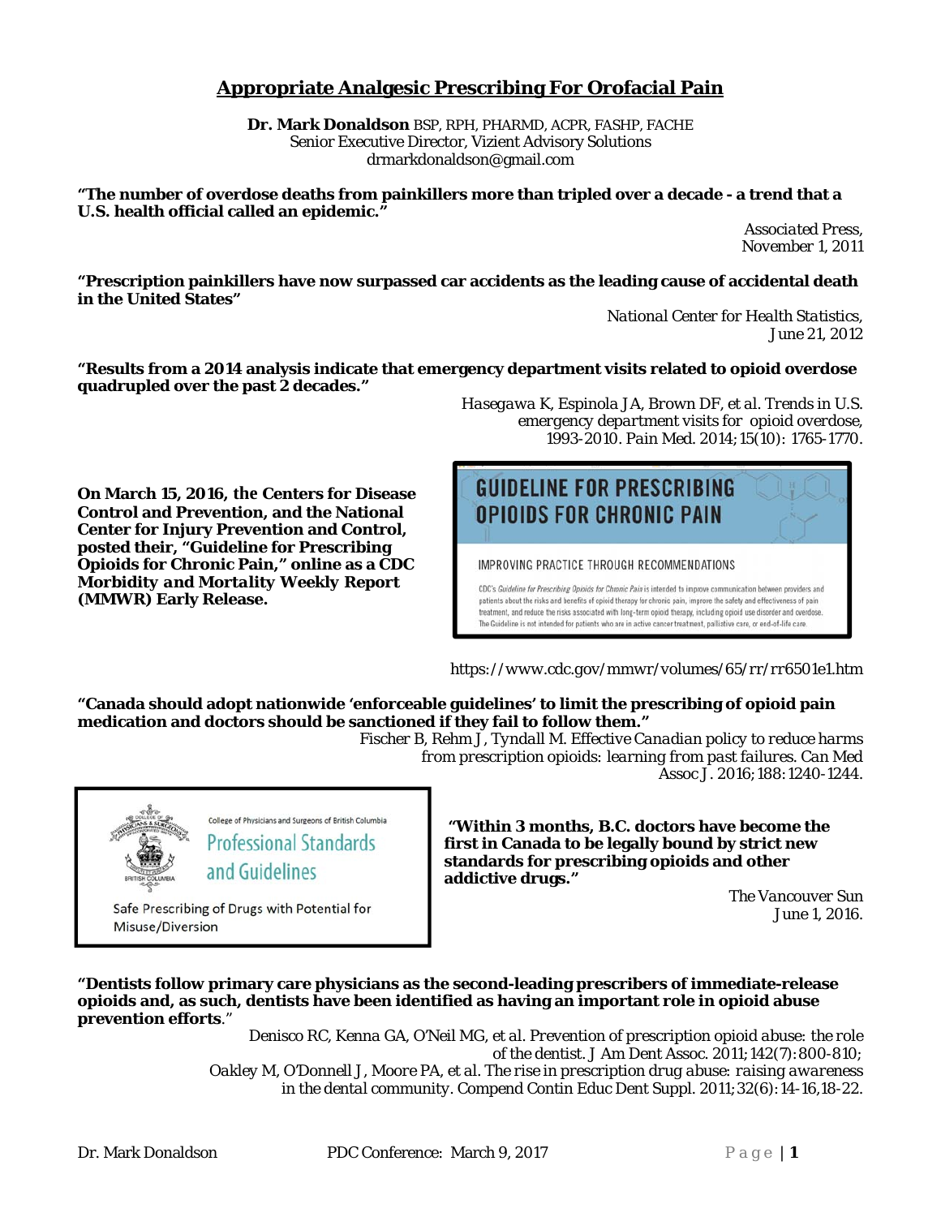# Appropriate Analgesic Prescribing For Orofacial Pain

**Dr. Mark Donaldson** BSP, RPH, PHARMD, ACPR, FASHP, FACHE
Senior Executive Director, Vizient Advisory Solutions
drmarkdonaldson@gmail.com

**"The number of overdose deaths from painkillers more than tripled over a decade - a trend that a U.S. health official called an epidemic."**

*Associated Press, November 1, 2011*

**"Prescription painkillers have now surpassed car accidents as the leading cause of accidental death in the United States"**

*National Center for Health Statistics, June 21, 2012*

**"Results from a 2014 analysis indicate that emergency department visits related to opioid overdose quadrupled over the past 2 decades."**

*Hasegawa K, Espinola JA, Brown DF, et al. Trends in U.S. emergency department visits for opioid overdose, 1993-2010. Pain Med. 2014;15(10): 1765-1770.*

**On March 15, 2016, the Centers for Disease Control and Prevention, and the National Center for Injury Prevention and Control, posted their, "Guideline for Prescribing Opioids for Chronic Pain," online as a CDC Morbidity and Mortality Weekly Report (MMWR) Early Release.**

GUIDELINE FOR PRESCRIBING OPIOIDS FOR CHRONIC PAIN

IMPROVING PRACTICE THROUGH RECOMMENDATIONS

CDC's *Guideline for Prescribing Opioids for Chronic Pain* is intended to improve communication between providers and patients about the risks and benefits of opioid therapy for chronic pain, improve the safety and effectiveness of pain treatment, and reduce the risks associated with long-term opioid therapy, including opioid use disorder and overdose. The Guideline is not intended for patients who are in active cancer treatment, palliative care, or end-of-life care.

https://www.cdc.gov/mmwr/volumes/65/rr/rr6501e1.htm

**"Canada should adopt nationwide 'enforceable guidelines' to limit the prescribing of opioid pain medication and doctors should be sanctioned if they fail to follow them."**

*Fischer B, Rehm J, Tyndall M. Effective Canadian policy to reduce harms from prescription opioids: learning from past failures. Can Med Assoc J. 2016;188:1240-1244.*

College of Physicians and Surgeons of British Columbia
Professional Standards and Guidelines
Safe Prescribing of Drugs with Potential for Misuse/Diversion

**"Within 3 months, B.C. doctors have become the first in Canada to be legally bound by strict new standards for prescribing opioids and other addictive drugs."**

*The Vancouver Sun June 1, 2016.*

**"Dentists follow primary care physicians as the second-leading prescribers of immediate-release opioids and, as such, dentists have been identified as having an important role in opioid abuse prevention efforts**."

*Denisco RC, Kenna GA, O'Neil MG, et al. Prevention of prescription opioid abuse: the role of the dentist. J Am Dent Assoc. 2011;142(7):800-810;*
*Oakley M, O'Donnell J, Moore PA, et al. The rise in prescription drug abuse: raising awareness in the dental community. Compend Contin Educ Dent Suppl. 2011;32(6):14-16,18-22.*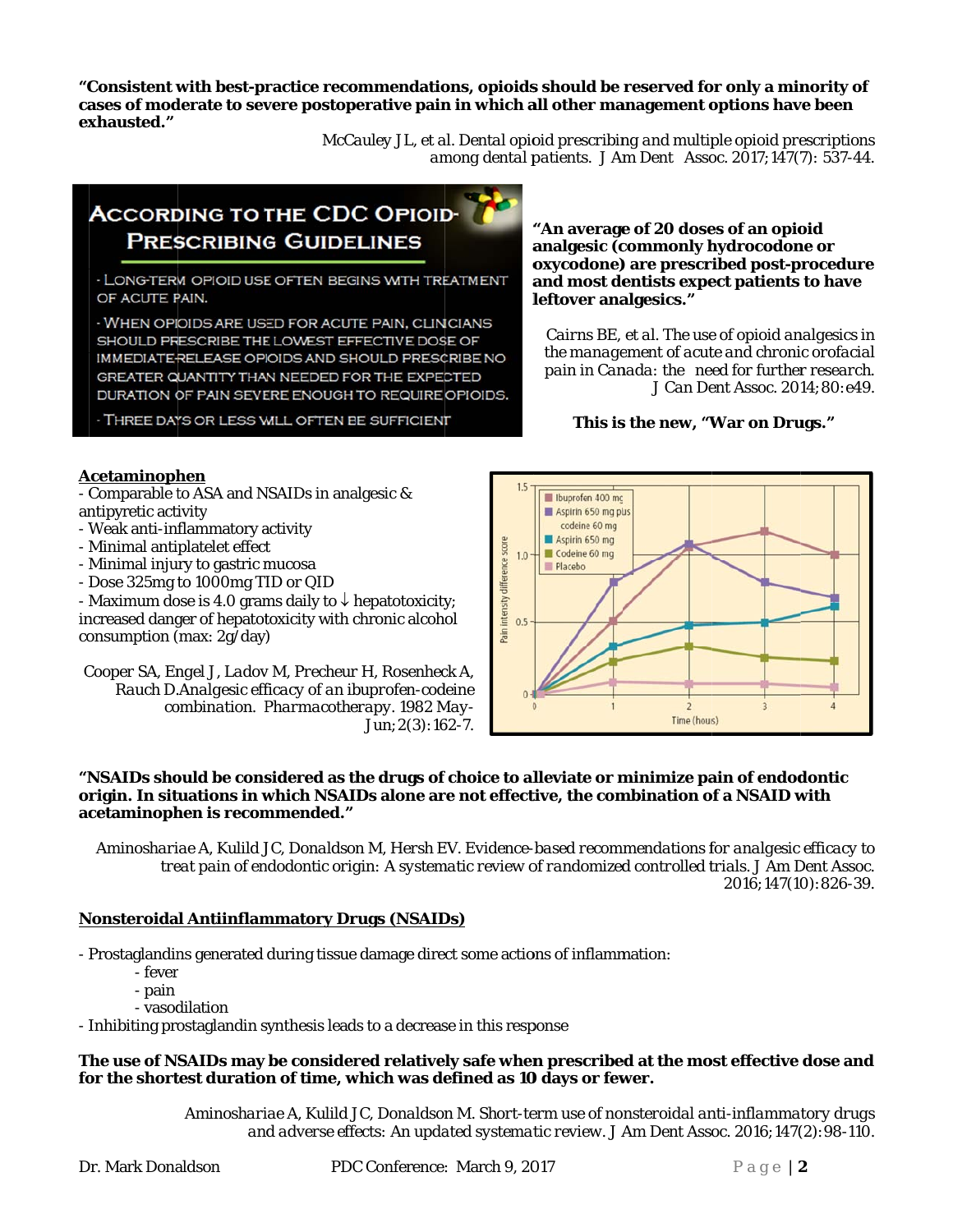**"Consistent with best-practice recommendations, opioids should be reserved for only a minority of cases of moderate to severe postoperative pain in which all other management options have been exhausted."**

*McCauley JL, et al. Dental opioid prescribing and multiple opioid prescriptions among dental patients. J Am Dent Assoc. 2017;147(7): 537-44.*

## According to the CDC Opioid-Prescribing Guidelines

- Long-term opioid use often begins with treatment of acute pain.
- When opioids are used for acute pain, clinicians should prescribe the lowest effective dose of immediate-release opioids and should prescribe no greater quantity than needed for the expected duration of pain severe enough to require opioids.
- Three days or less will often be sufficient

**"An average of 20 doses of an opioid analgesic (commonly hydrocodone or oxycodone) are prescribed post-procedure and most dentists expect patients to have leftover analgesics."**

*Cairns BE, et al. The use of opioid analgesics in the management of acute and chronic orofacial pain in Canada: the need for further research. J Can Dent Assoc. 2014;80:e49.*

**This is the new, "War on Drugs."**

**Acetaminophen**

- Comparable to ASA and NSAIDs in analgesic & antipyretic activity
- Weak anti-inflammatory activity
- Minimal antiplatelet effect
- Minimal injury to gastric mucosa
- Dose 325mg to 1000mg TID or QID
- Maximum dose is 4.0 grams daily to ↓ hepatotoxicity; increased danger of hepatotoxicity with chronic alcohol consumption (max: 2g/day)

*Cooper SA, Engel J, Ladov M, Precheur H, Rosenheck A, Rauch D. Analgesic efficacy of an ibuprofen-codeine combination. Pharmacotherapy. 1982 May-Jun;2(3):162-7.*

Pain intensity difference score vs. Time (hours): Ibuprofen 400 mg; Aspirin 650 mg plus codeine 60 mg; Aspirin 650 mg; Codeine 60 mg; Placebo

**"NSAIDs should be considered as the drugs of choice to alleviate or minimize pain of endodontic origin. In situations in which NSAIDs alone are not effective, the combination of a NSAID with acetaminophen is recommended."**

*Aminoshariae A, Kulild JC, Donaldson M, Hersh EV. Evidence-based recommendations for analgesic efficacy to treat pain of endodontic origin: A systematic review of randomized controlled trials. J Am Dent Assoc. 2016;147(10):826-39.*

**Nonsteroidal Antiinflammatory Drugs (NSAIDs)**

- Prostaglandins generated during tissue damage direct some actions of inflammation:
    - fever
    - pain
    - vasodilation
- Inhibiting prostaglandin synthesis leads to a decrease in this response

**The use of NSAIDs may be considered relatively safe when prescribed at the most effective dose and for the shortest duration of time, which was defined as 10 days or fewer.**

*Aminoshariae A, Kulild JC, Donaldson M. Short-term use of nonsteroidal anti-inflammatory drugs and adverse effects: An updated systematic review. J Am Dent Assoc. 2016;147(2):98-110.*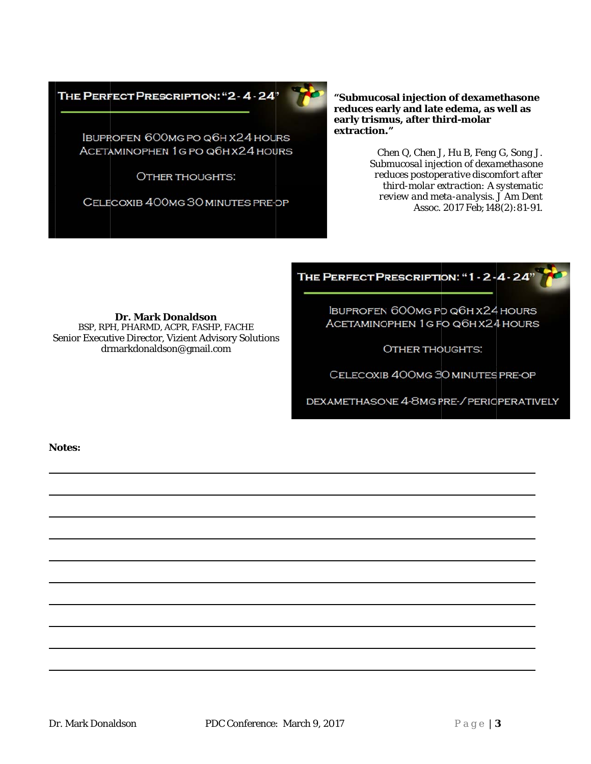## The Perfect Prescription: "2 - 4 - 24"

Ibuprofen 600mg PO q6h x24 hours
Acetaminophen 1 g PO q6h x24 hours

Other thoughts:

Celecoxib 400mg 30 minutes pre-op

**"Submucosal injection of dexamethasone reduces early and late edema, as well as early trismus, after third-molar extraction."**

*Chen Q, Chen J, Hu B, Feng G, Song J. Submucosal injection of dexamethasone reduces postoperative discomfort after third-molar extraction: A systematic review and meta-analysis. J Am Dent Assoc. 2017 Feb; 148(2): 81-91.*

**Dr. Mark Donaldson**
BSP, RPH, PHARMD, ACPR, FASHP, FACHE
Senior Executive Director, Vizient Advisory Solutions
drmarkdonaldson@gmail.com

## The Perfect Prescription: "1 - 2 - 4 - 24"

Ibuprofen 600mg PO q6h x24 hours
Acetaminophen 1 g PO q6h x24 hours

Other thoughts:

Celecoxib 400mg 30 minutes pre-op

Dexamethasone 4-8mg pre-/perioperatively

**Notes:**